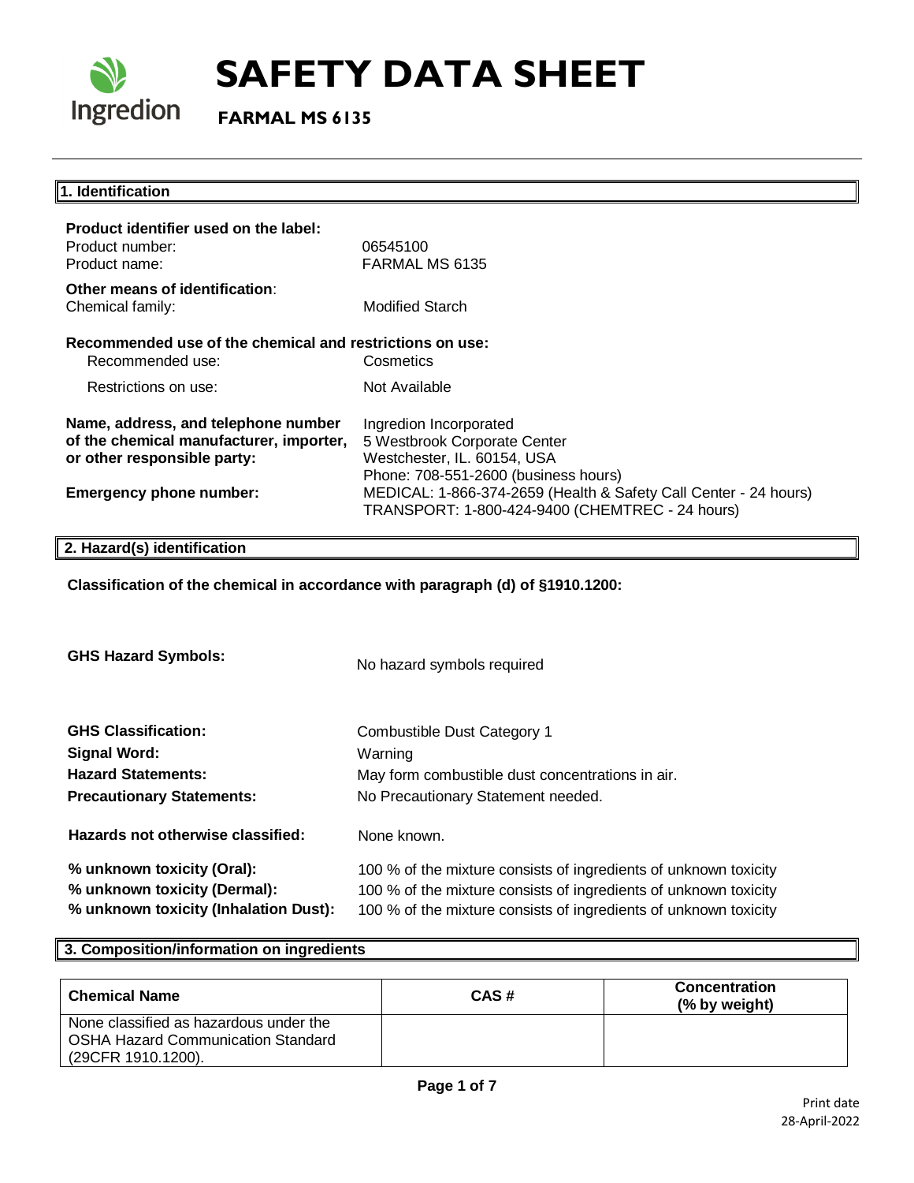# SAFETY DATA SHEET

**FARMAL MS 6135**

## 1. Identification

**Product identifier used on the label:**

| | |
|---|---|
| Product number: | 06545100 |
| Product name: | FARMAL MS 6135 |

**Other means of identification**:

| | |
|---|---|
| Chemical family: | Modified Starch |

**Recommended use of the chemical and restrictions on use:**

| | |
|---|---|
| Recommended use: | Cosmetics |
| Restrictions on use: | Not Available |

| | |
|---|---|
| **Name, address, and telephone number of the chemical manufacturer, importer, or other responsible party:** | Ingredion Incorporated<br>5 Westbrook Corporate Center<br>Westchester, IL. 60154, USA<br>Phone: 708-551-2600 (business hours) |
| **Emergency phone number:** | MEDICAL: 1-866-374-2659 (Health & Safety Call Center - 24 hours)<br>TRANSPORT: 1-800-424-9400 (CHEMTREC - 24 hours) |

## 2. Hazard(s) identification

**Classification of the chemical in accordance with paragraph (d) of §1910.1200:**

| | |
|---|---|
| **GHS Hazard Symbols:** | No hazard symbols required |
| **GHS Classification:** | Combustible Dust Category 1 |
| **Signal Word:** | Warning |
| **Hazard Statements:** | May form combustible dust concentrations in air. |
| **Precautionary Statements:** | No Precautionary Statement needed. |
| **Hazards not otherwise classified:** | None known. |
| **% unknown toxicity (Oral):** | 100 % of the mixture consists of ingredients of unknown toxicity |
| **% unknown toxicity (Dermal):** | 100 % of the mixture consists of ingredients of unknown toxicity |
| **% unknown toxicity (Inhalation Dust):** | 100 % of the mixture consists of ingredients of unknown toxicity |

## 3. Composition/information on ingredients

| Chemical Name | CAS # | Concentration (% by weight) |
|---|---|---|
| None classified as hazardous under the OSHA Hazard Communication Standard (29CFR 1910.1200). | | |

Print date
28-April-2022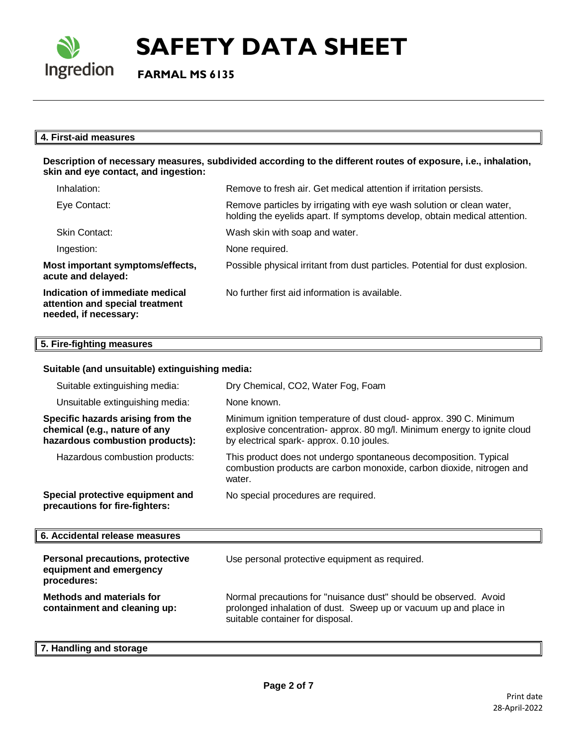## 4. First-aid measures

**Description of necessary measures, subdivided according to the different routes of exposure, i.e., inhalation, skin and eye contact, and ingestion:**

| | |
|---|---|
| Inhalation: | Remove to fresh air. Get medical attention if irritation persists. |
| Eye Contact: | Remove particles by irrigating with eye wash solution or clean water, holding the eyelids apart. If symptoms develop, obtain medical attention. |
| Skin Contact: | Wash skin with soap and water. |
| Ingestion: | None required. |
| **Most important symptoms/effects, acute and delayed:** | Possible physical irritant from dust particles. Potential for dust explosion. |
| **Indication of immediate medical attention and special treatment needed, if necessary:** | No further first aid information is available. |

## 5. Fire-fighting measures

**Suitable (and unsuitable) extinguishing media:**

| | |
|---|---|
| Suitable extinguishing media: | Dry Chemical, $CO_2$, Water Fog, Foam |
| Unsuitable extinguishing media: | None known. |
| **Specific hazards arising from the chemical (e.g., nature of any hazardous combustion products):** | Minimum ignition temperature of dust cloud- approx. 390 C. Minimum explosive concentration- approx. 80 mg/l. Minimum energy to ignite cloud by electrical spark- approx. 0.10 joules. |
| Hazardous combustion products: | This product does not undergo spontaneous decomposition. Typical combustion products are carbon monoxide, carbon dioxide, nitrogen and water. |
| **Special protective equipment and precautions for fire-fighters:** | No special procedures are required. |

## 6. Accidental release measures

| | |
|---|---|
| **Personal precautions, protective equipment and emergency procedures:** | Use personal protective equipment as required. |
| **Methods and materials for containment and cleaning up:** | Normal precautions for "nuisance dust" should be observed. Avoid prolonged inhalation of dust. Sweep up or vacuum up and place in suitable container for disposal. |

## 7. Handling and storage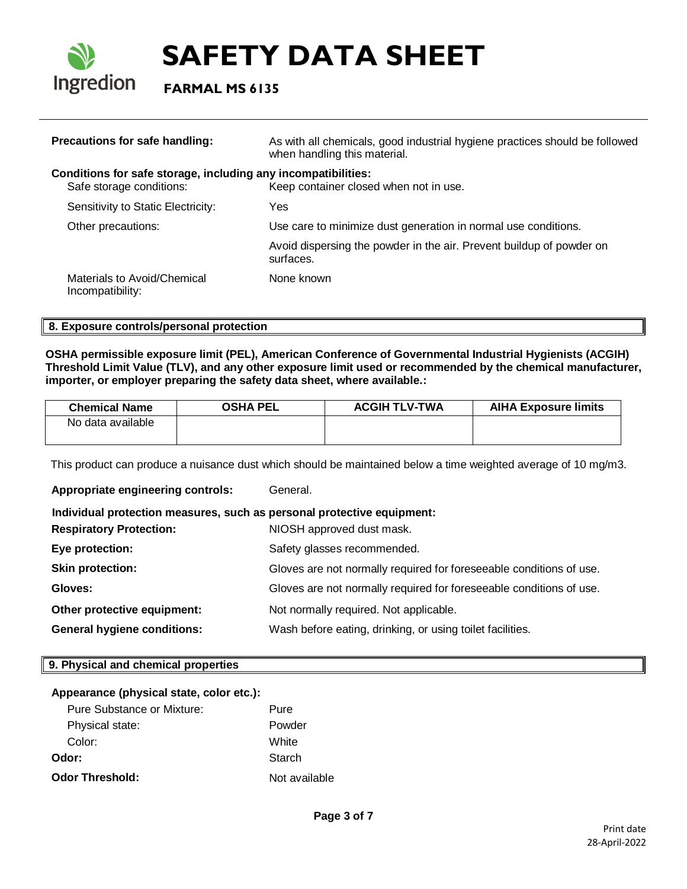**Precautions for safe handling:** As with all chemicals, good industrial hygiene practices should be followed when handling this material.

**Conditions for safe storage, including any incompatibilities:**

Safe storage conditions: Keep container closed when not in use.

Sensitivity to Static Electricity: Yes

Other precautions: Use care to minimize dust generation in normal use conditions.

Avoid dispersing the powder in the air. Prevent buildup of powder on surfaces.

Materials to Avoid/Chemical Incompatibility: None known

## 8. Exposure controls/personal protection

**OSHA permissible exposure limit (PEL), American Conference of Governmental Industrial Hygienists (ACGIH) Threshold Limit Value (TLV), and any other exposure limit used or recommended by the chemical manufacturer, importer, or employer preparing the safety data sheet, where available.:**

| Chemical Name | OSHA PEL | ACGIH TLV-TWA | AIHA Exposure limits |
|---|---|---|---|
| No data available | | | |

This product can produce a nuisance dust which should be maintained below a time weighted average of 10 mg/m3.

**Appropriate engineering controls:** General.

**Individual protection measures, such as personal protective equipment:**

**Respiratory Protection:** NIOSH approved dust mask.

**Eye protection:** Safety glasses recommended.

**Skin protection:** Gloves are not normally required for foreseeable conditions of use.

**Gloves:** Gloves are not normally required for foreseeable conditions of use.

**Other protective equipment:** Not normally required. Not applicable.

**General hygiene conditions:** Wash before eating, drinking, or using toilet facilities.

## 9. Physical and chemical properties

**Appearance (physical state, color etc.):**

Pure Substance or Mixture: Pure

Physical state: Powder

Color: White

**Odor:** Starch

**Odor Threshold:** Not available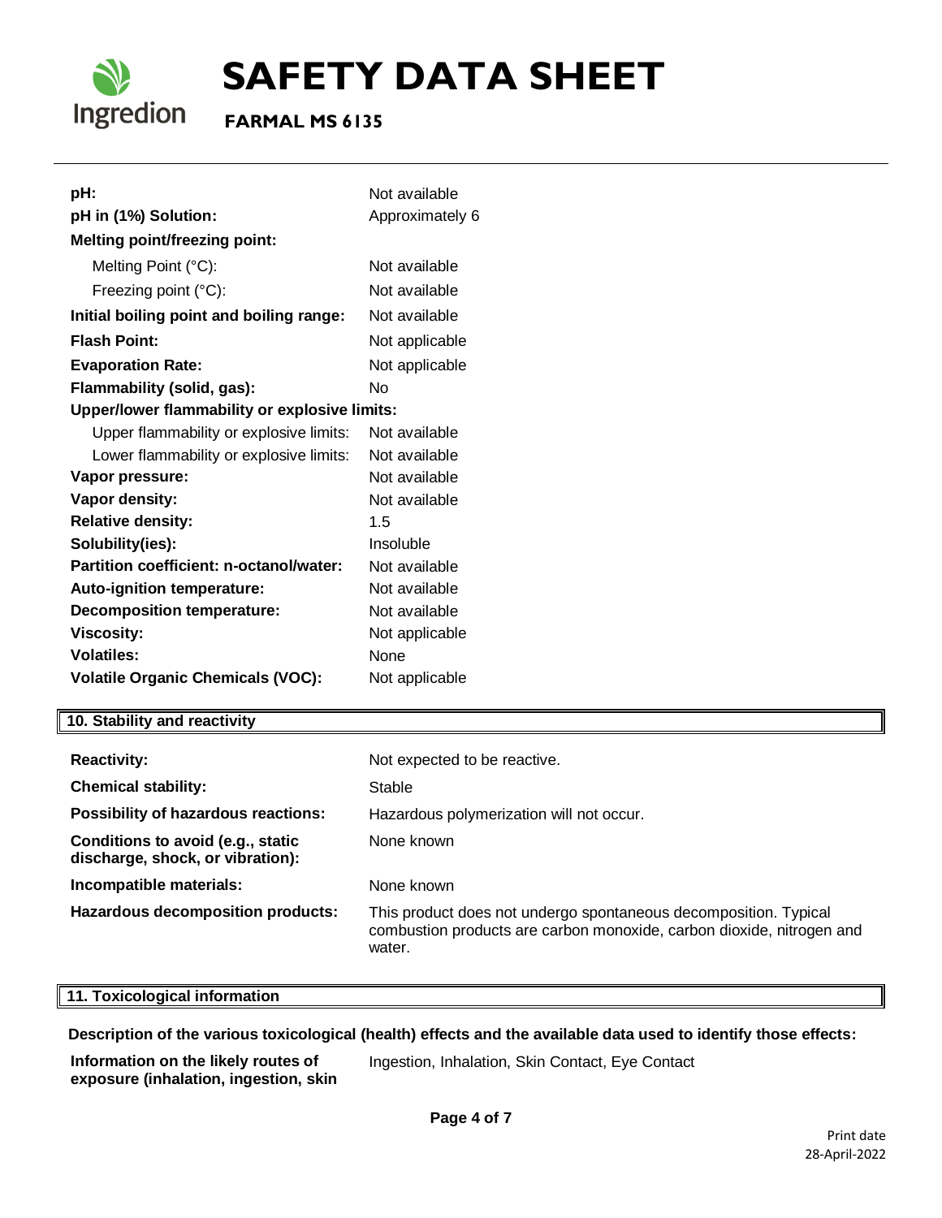| | |
|---|---|
| **pH:** | Not available |
| **pH in (1%) Solution:** | Approximately 6 |
| **Melting point/freezing point:** | |
| Melting Point (°C): | Not available |
| Freezing point (°C): | Not available |
| **Initial boiling point and boiling range:** | Not available |
| **Flash Point:** | Not applicable |
| **Evaporation Rate:** | Not applicable |
| **Flammability (solid, gas):** | No |
| **Upper/lower flammability or explosive limits:** | |
| Upper flammability or explosive limits: | Not available |
| Lower flammability or explosive limits: | Not available |
| **Vapor pressure:** | Not available |
| **Vapor density:** | Not available |
| **Relative density:** | 1.5 |
| **Solubility(ies):** | Insoluble |
| **Partition coefficient: n-octanol/water:** | Not available |
| **Auto-ignition temperature:** | Not available |
| **Decomposition temperature:** | Not available |
| **Viscosity:** | Not applicable |
| **Volatiles:** | None |
| **Volatile Organic Chemicals (VOC):** | Not applicable |

## 10. Stability and reactivity

| | |
|---|---|
| **Reactivity:** | Not expected to be reactive. |
| **Chemical stability:** | Stable |
| **Possibility of hazardous reactions:** | Hazardous polymerization will not occur. |
| **Conditions to avoid (e.g., static discharge, shock, or vibration):** | None known |
| **Incompatible materials:** | None known |
| **Hazardous decomposition products:** | This product does not undergo spontaneous decomposition. Typical combustion products are carbon monoxide, carbon dioxide, nitrogen and water. |

## 11. Toxicological information

**Description of the various toxicological (health) effects and the available data used to identify those effects:**

| | |
|---|---|
| **Information on the likely routes of exposure (inhalation, ingestion, skin** | Ingestion, Inhalation, Skin Contact, Eye Contact |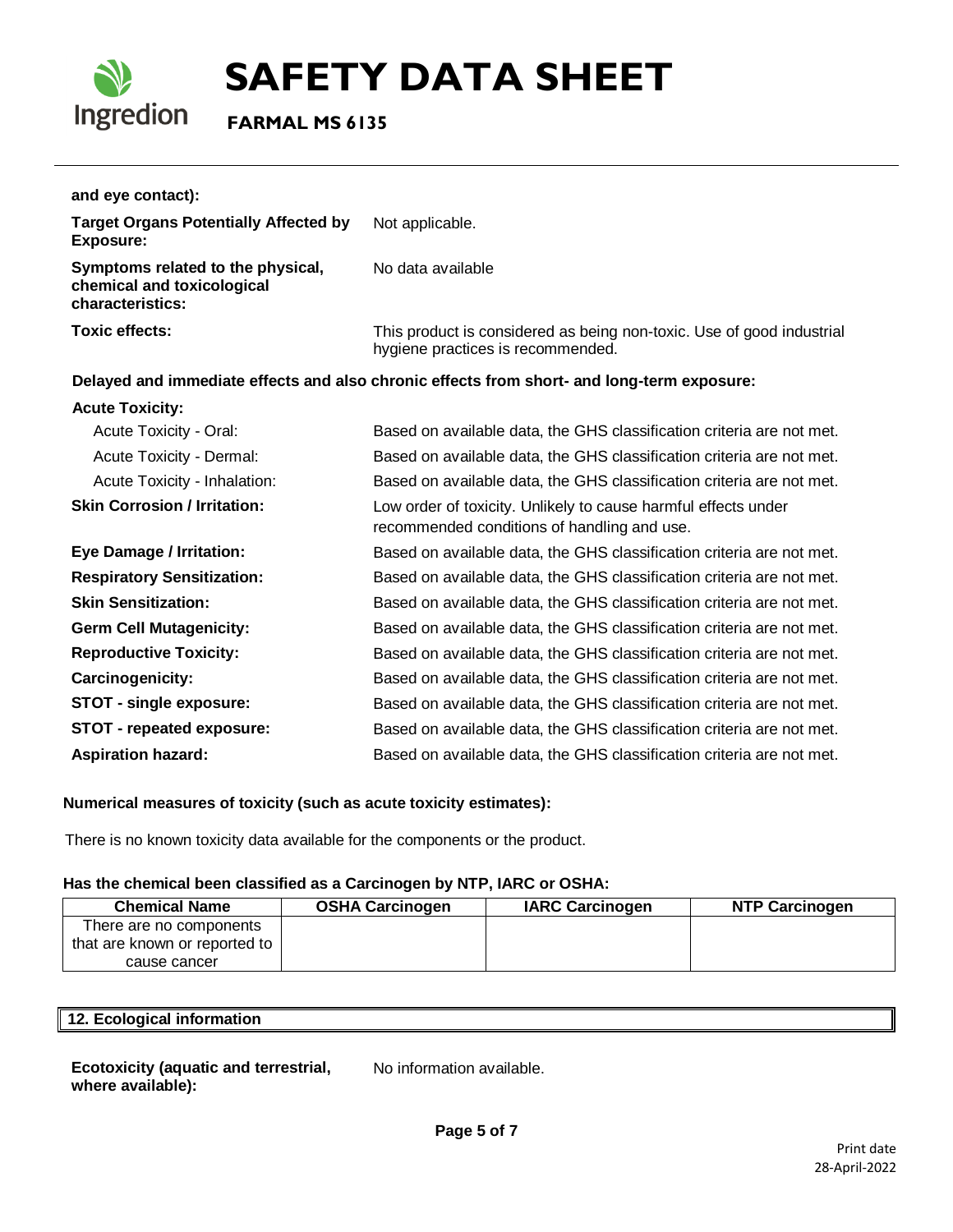**and eye contact):**

**Target Organs Potentially Affected by Exposure:** Not applicable.

**Symptoms related to the physical, chemical and toxicological characteristics:** No data available

**Toxic effects:** This product is considered as being non-toxic. Use of good industrial hygiene practices is recommended.

**Delayed and immediate effects and also chronic effects from short- and long-term exposure:**

**Acute Toxicity:**

Acute Toxicity - Oral: Based on available data, the GHS classification criteria are not met.

Acute Toxicity - Dermal: Based on available data, the GHS classification criteria are not met.

Acute Toxicity - Inhalation: Based on available data, the GHS classification criteria are not met.

**Skin Corrosion / Irritation:** Low order of toxicity. Unlikely to cause harmful effects under recommended conditions of handling and use.

**Eye Damage / Irritation:** Based on available data, the GHS classification criteria are not met.

**Respiratory Sensitization:** Based on available data, the GHS classification criteria are not met.

**Skin Sensitization:** Based on available data, the GHS classification criteria are not met.

**Germ Cell Mutagenicity:** Based on available data, the GHS classification criteria are not met.

**Reproductive Toxicity:** Based on available data, the GHS classification criteria are not met.

**Carcinogenicity:** Based on available data, the GHS classification criteria are not met.

**STOT - single exposure:** Based on available data, the GHS classification criteria are not met.

**STOT - repeated exposure:** Based on available data, the GHS classification criteria are not met.

**Aspiration hazard:** Based on available data, the GHS classification criteria are not met.

**Numerical measures of toxicity (such as acute toxicity estimates):**

There is no known toxicity data available for the components or the product.

**Has the chemical been classified as a Carcinogen by NTP, IARC or OSHA:**

| Chemical Name | OSHA Carcinogen | IARC Carcinogen | NTP Carcinogen |
|---|---|---|---|
| There are no components that are known or reported to cause cancer | | | |

## 12. Ecological information

**Ecotoxicity (aquatic and terrestrial, where available):** No information available.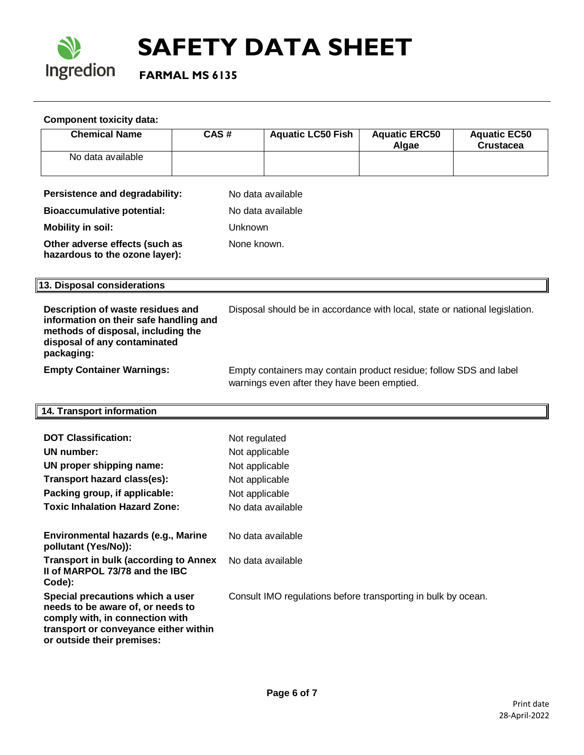**Component toxicity data:**

| Chemical Name | CAS # | Aquatic LC50 Fish | Aquatic ERC50 Algae | Aquatic EC50 Crustacea |
|---|---|---|---|---|
| No data available | | | | |

**Persistence and degradability:** No data available

**Bioaccumulative potential:** No data available

**Mobility in soil:** Unknown

**Other adverse effects (such as hazardous to the ozone layer):** None known.

## 13. Disposal considerations

**Description of waste residues and information on their safe handling and methods of disposal, including the disposal of any contaminated packaging:** Disposal should be in accordance with local, state or national legislation.

**Empty Container Warnings:** Empty containers may contain product residue; follow SDS and label warnings even after they have been emptied.

## 14. Transport information

**DOT Classification:** Not regulated

**UN number:** Not applicable

**UN proper shipping name:** Not applicable

**Transport hazard class(es):** Not applicable

**Packing group, if applicable:** Not applicable

**Toxic Inhalation Hazard Zone:** No data available

**Environmental hazards (e.g., Marine pollutant (Yes/No)):** No data available

**Transport in bulk (according to Annex II of MARPOL 73/78 and the IBC Code):** No data available

**Special precautions which a user needs to be aware of, or needs to comply with, in connection with transport or conveyance either within or outside their premises:** Consult IMO regulations before transporting in bulk by ocean.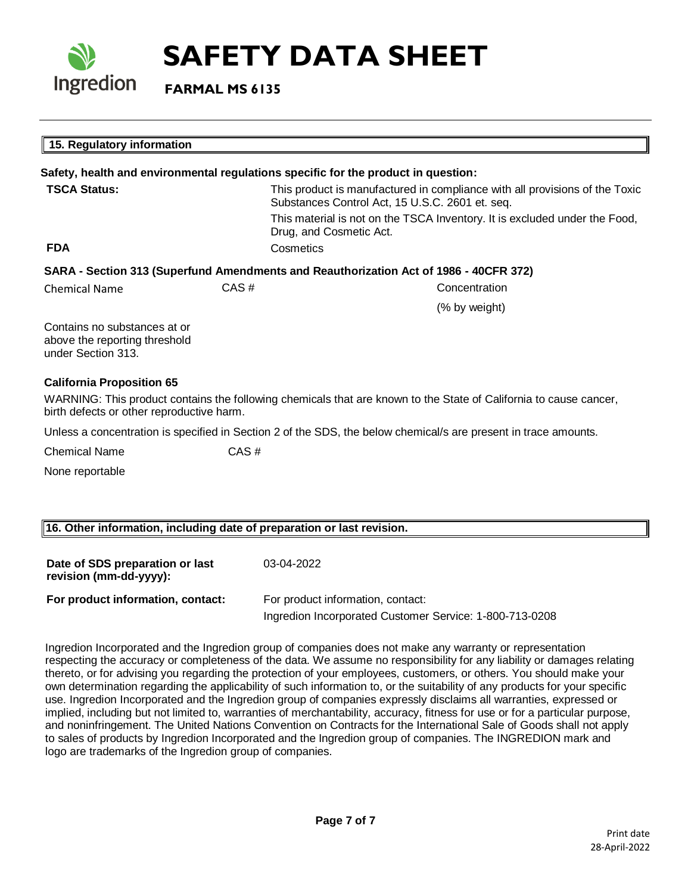## 15. Regulatory information

**Safety, health and environmental regulations specific for the product in question:**

**TSCA Status:** This product is manufactured in compliance with all provisions of the Toxic Substances Control Act, 15 U.S.C. 2601 et. seq.

This material is not on the TSCA Inventory. It is excluded under the Food, Drug, and Cosmetic Act.

**FDA** Cosmetics

**SARA - Section 313 (Superfund Amendments and Reauthorization Act of 1986 - 40CFR 372)**

| Chemical Name | CAS # | Concentration (% by weight) |
|---|---|---|
| Contains no substances at or above the reporting threshold under Section 313. | | |

**California Proposition 65**

WARNING: This product contains the following chemicals that are known to the State of California to cause cancer, birth defects or other reproductive harm.

Unless a concentration is specified in Section 2 of the SDS, the below chemical/s are present in trace amounts.

| Chemical Name | CAS # |
|---|---|
| None reportable | |

## 16. Other information, including date of preparation or last revision.

**Date of SDS preparation or last revision (mm-dd-yyyy):** 03-04-2022

**For product information, contact:** For product information, contact:
Ingredion Incorporated Customer Service: 1-800-713-0208

Ingredion Incorporated and the Ingredion group of companies does not make any warranty or representation respecting the accuracy or completeness of the data. We assume no responsibility for any liability or damages relating thereto, or for advising you regarding the protection of your employees, customers, or others. You should make your own determination regarding the applicability of such information to, or the suitability of any products for your specific use. Ingredion Incorporated and the Ingredion group of companies expressly disclaims all warranties, expressed or implied, including but not limited to, warranties of merchantability, accuracy, fitness for use or for a particular purpose, and noninfringement. The United Nations Convention on Contracts for the International Sale of Goods shall not apply to sales of products by Ingredion Incorporated and the Ingredion group of companies. The INGREDION mark and logo are trademarks of the Ingredion group of companies.

Print date
28-April-2022